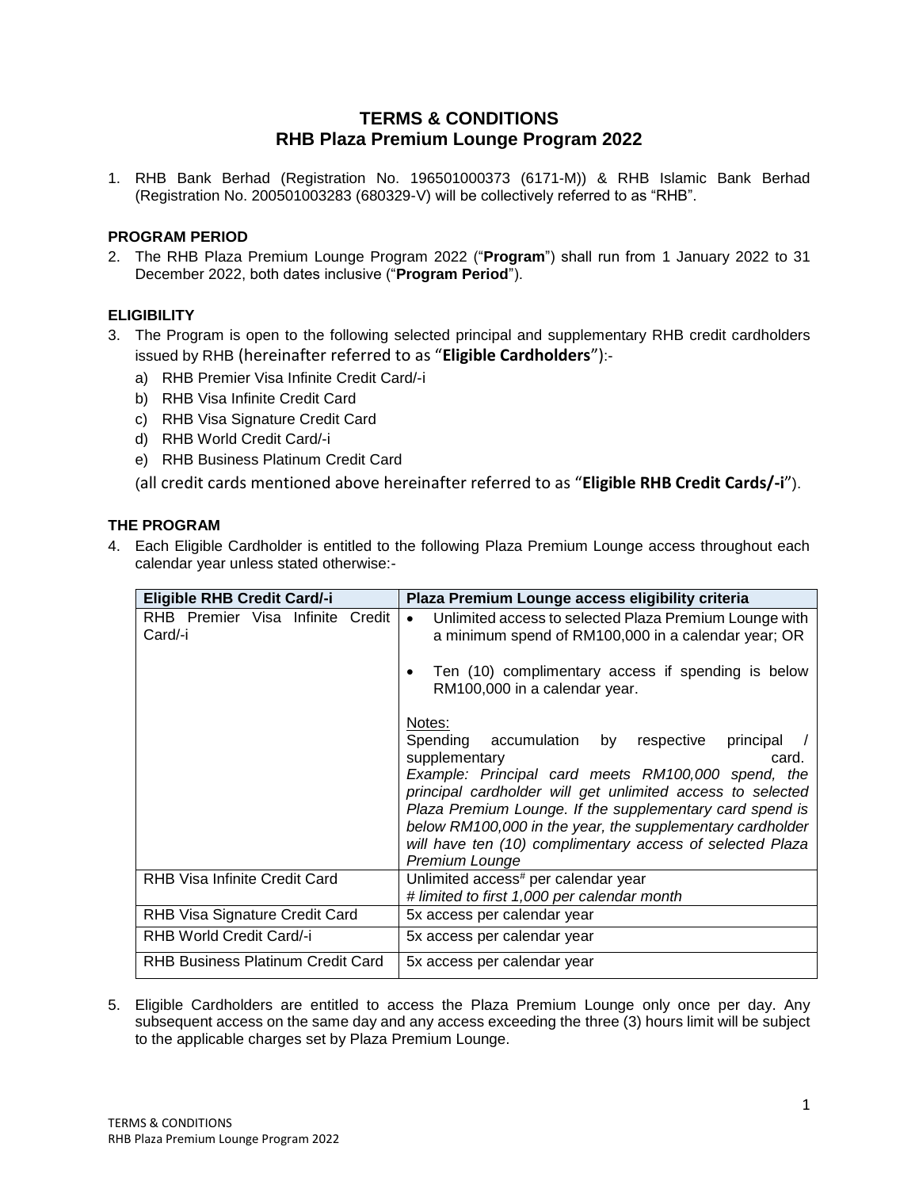# TERMS & CONDITIONS
## RHB Plaza Premium Lounge Program 2022

1. RHB Bank Berhad (Registration No. 196501000373 (6171-M)) & RHB Islamic Bank Berhad (Registration No. 200501003283 (680329-V) will be collectively referred to as "RHB".

### PROGRAM PERIOD

2. The RHB Plaza Premium Lounge Program 2022 ("**Program**") shall run from 1 January 2022 to 31 December 2022, both dates inclusive ("**Program Period**").

### ELIGIBILITY

3. The Program is open to the following selected principal and supplementary RHB credit cardholders issued by RHB (hereinafter referred to as "**Eligible Cardholders**"):-
   a) RHB Premier Visa Infinite Credit Card/-i
   b) RHB Visa Infinite Credit Card
   c) RHB Visa Signature Credit Card
   d) RHB World Credit Card/-i
   e) RHB Business Platinum Credit Card

   (all credit cards mentioned above hereinafter referred to as "**Eligible RHB Credit Cards/-i**").

### THE PROGRAM

4. Each Eligible Cardholder is entitled to the following Plaza Premium Lounge access throughout each calendar year unless stated otherwise:-

| Eligible RHB Credit Card/-i | Plaza Premium Lounge access eligibility criteria |
|---|---|
| RHB Premier Visa Infinite Credit Card/-i | • Unlimited access to selected Plaza Premium Lounge with a minimum spend of RM100,000 in a calendar year; OR<br><br>• Ten (10) complimentary access if spending is below RM100,000 in a calendar year.<br><br>Notes:<br>Spending accumulation by respective principal / supplementary card.<br>*Example: Principal card meets RM100,000 spend, the principal cardholder will get unlimited access to selected Plaza Premium Lounge. If the supplementary card spend is below RM100,000 in the year, the supplementary cardholder will have ten (10) complimentary access of selected Plaza Premium Lounge* |
| RHB Visa Infinite Credit Card | Unlimited access# per calendar year<br>*# limited to first 1,000 per calendar month* |
| RHB Visa Signature Credit Card | 5x access per calendar year |
| RHB World Credit Card/-i | 5x access per calendar year |
| RHB Business Platinum Credit Card | 5x access per calendar year |

5. Eligible Cardholders are entitled to access the Plaza Premium Lounge only once per day. Any subsequent access on the same day and any access exceeding the three (3) hours limit will be subject to the applicable charges set by Plaza Premium Lounge.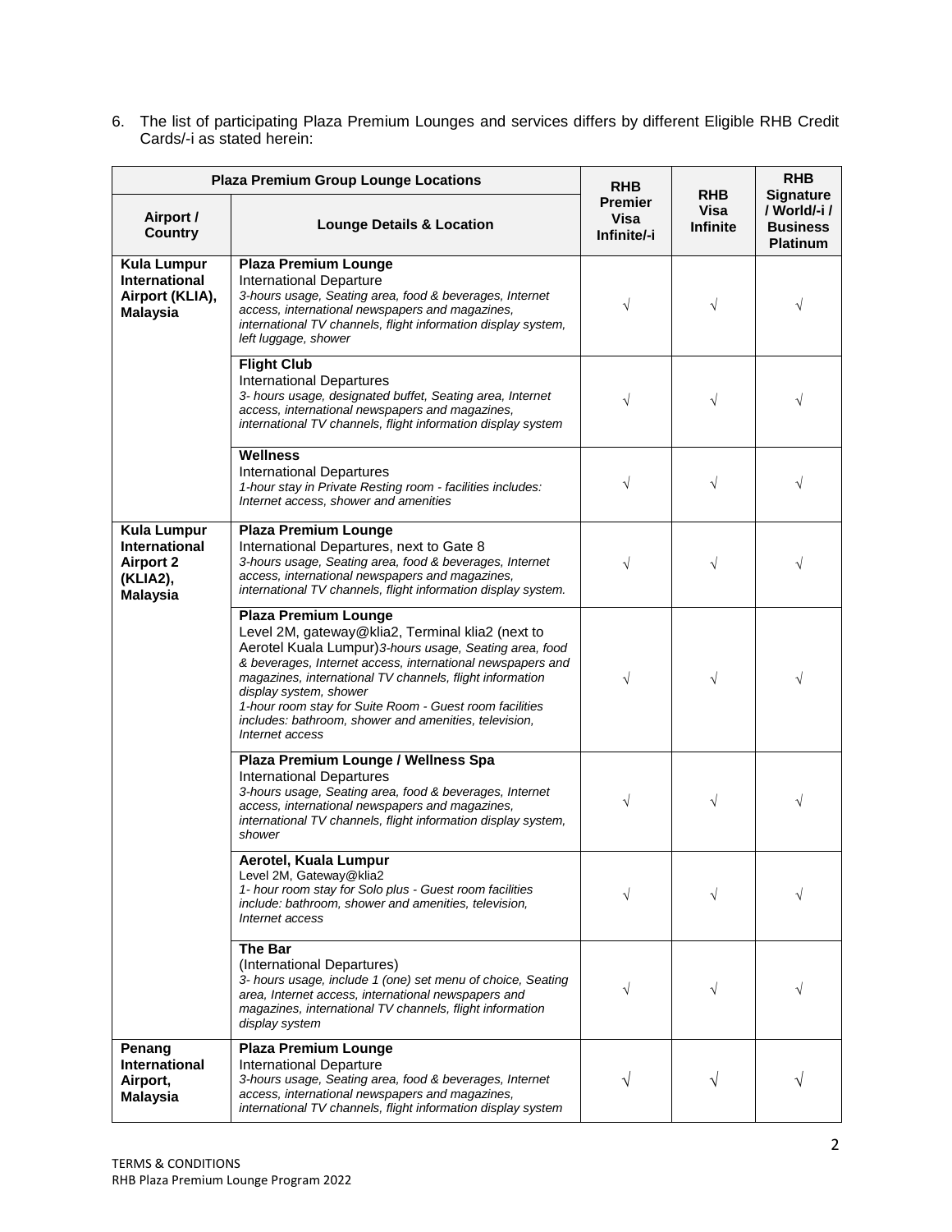6. The list of participating Plaza Premium Lounges and services differs by different Eligible RHB Credit Cards/-i as stated herein:

| Plaza Premium Group Lounge Locations | | RHB Premier Visa Infinite/-i | RHB Visa Infinite | RHB Signature / World/-i / Business Platinum |
|---|---|---|---|---|
| **Airport / Country** | **Lounge Details & Location** | | | |
| **Kula Lumpur International Airport (KLIA), Malaysia** | **Plaza Premium Lounge**<br>International Departure<br>*3-hours usage, Seating area, food & beverages, Internet access, international newspapers and magazines, international TV channels, flight information display system, left luggage, shower* | √ | √ | √ |
| | **Flight Club**<br>International Departures<br>*3- hours usage, designated buffet, Seating area, Internet access, international newspapers and magazines, international TV channels, flight information display system* | √ | √ | √ |
| | **Wellness**<br>International Departures<br>*1-hour stay in Private Resting room - facilities includes: Internet access, shower and amenities* | √ | √ | √ |
| **Kula Lumpur International Airport 2 (KLIA2), Malaysia** | **Plaza Premium Lounge**<br>International Departures, next to Gate 8<br>*3-hours usage, Seating area, food & beverages, Internet access, international newspapers and magazines, international TV channels, flight information display system.* | √ | √ | √ |
| | **Plaza Premium Lounge**<br>Level 2M, gateway@klia2, Terminal klia2 (next to Aerotel Kuala Lumpur)*3-hours usage, Seating area, food & beverages, Internet access, international newspapers and magazines, international TV channels, flight information display system, shower*<br>*1-hour room stay for Suite Room - Guest room facilities includes: bathroom, shower and amenities, television, Internet access* | √ | √ | √ |
| | **Plaza Premium Lounge / Wellness Spa**<br>International Departures<br>*3-hours usage, Seating area, food & beverages, Internet access, international newspapers and magazines, international TV channels, flight information display system, shower* | √ | √ | √ |
| | **Aerotel, Kuala Lumpur**<br>Level 2M, Gateway@klia2<br>*1- hour room stay for Solo plus - Guest room facilities include: bathroom, shower and amenities, television, Internet access* | √ | √ | √ |
| | **The Bar**<br>(International Departures)<br>*3- hours usage, include 1 (one) set menu of choice, Seating area, Internet access, international newspapers and magazines, international TV channels, flight information display system* | √ | √ | √ |
| **Penang International Airport, Malaysia** | **Plaza Premium Lounge**<br>International Departure<br>*3-hours usage, Seating area, food & beverages, Internet access, international newspapers and magazines, international TV channels, flight information display system* | √ | √ | √ |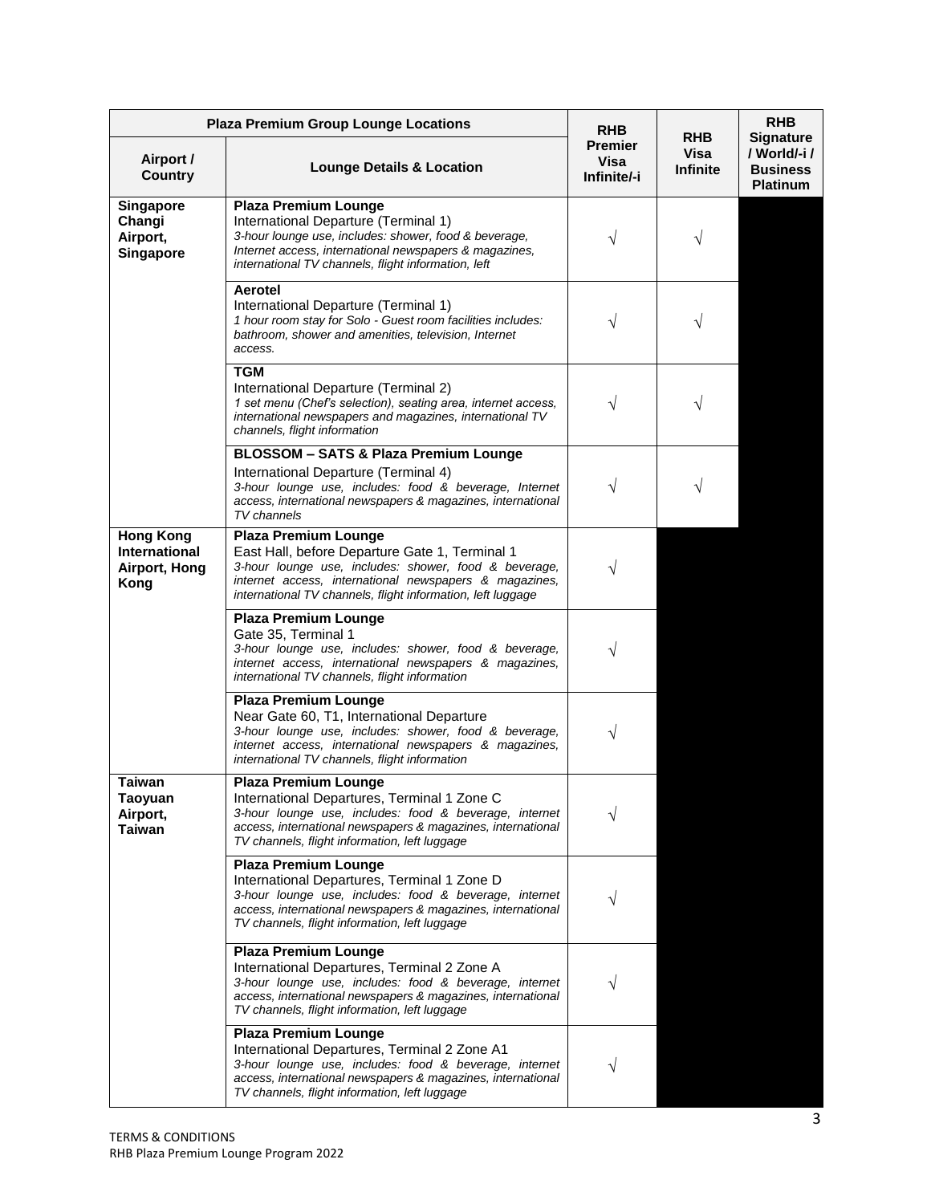| Plaza Premium Group Lounge Locations | | RHB Premier Visa Infinite/-i | RHB Visa Infinite | RHB Signature / World/-i / Business Platinum |
|---|---|---|---|---|
| **Airport / Country** | **Lounge Details & Location** | | | |
| **Singapore Changi Airport, Singapore** | **Plaza Premium Lounge**<br>International Departure (Terminal 1)<br>*3-hour lounge use, includes: shower, food & beverage, Internet access, international newspapers & magazines, international TV channels, flight information, left* | √ | √ | |
| | **Aerotel**<br>International Departure (Terminal 1)<br>*1 hour room stay for Solo - Guest room facilities includes: bathroom, shower and amenities, television, Internet access.* | √ | √ | |
| | **TGM**<br>International Departure (Terminal 2)<br>*1 set menu (Chef's selection), seating area, internet access, international newspapers and magazines, international TV channels, flight information* | √ | √ | |
| | **BLOSSOM – SATS & Plaza Premium Lounge**<br>International Departure (Terminal 4)<br>*3-hour lounge use, includes: food & beverage, Internet access, international newspapers & magazines, international TV channels* | √ | √ | |
| **Hong Kong International Airport, Hong Kong** | **Plaza Premium Lounge**<br>East Hall, before Departure Gate 1, Terminal 1<br>*3-hour lounge use, includes: shower, food & beverage, internet access, international newspapers & magazines, international TV channels, flight information, left luggage* | √ | | |
| | **Plaza Premium Lounge**<br>Gate 35, Terminal 1<br>*3-hour lounge use, includes: shower, food & beverage, internet access, international newspapers & magazines, international TV channels, flight information* | √ | | |
| | **Plaza Premium Lounge**<br>Near Gate 60, T1, International Departure<br>*3-hour lounge use, includes: shower, food & beverage, internet access, international newspapers & magazines, international TV channels, flight information* | √ | | |
| **Taiwan Taoyuan Airport, Taiwan** | **Plaza Premium Lounge**<br>International Departures, Terminal 1 Zone C<br>*3-hour lounge use, includes: food & beverage, internet access, international newspapers & magazines, international TV channels, flight information, left luggage* | √ | | |
| | **Plaza Premium Lounge**<br>International Departures, Terminal 1 Zone D<br>*3-hour lounge use, includes: food & beverage, internet access, international newspapers & magazines, international TV channels, flight information, left luggage* | √ | | |
| | **Plaza Premium Lounge**<br>International Departures, Terminal 2 Zone A<br>*3-hour lounge use, includes: food & beverage, internet access, international newspapers & magazines, international TV channels, flight information, left luggage* | √ | | |
| | **Plaza Premium Lounge**<br>International Departures, Terminal 2 Zone A1<br>*3-hour lounge use, includes: food & beverage, internet access, international newspapers & magazines, international TV channels, flight information, left luggage* | √ | | |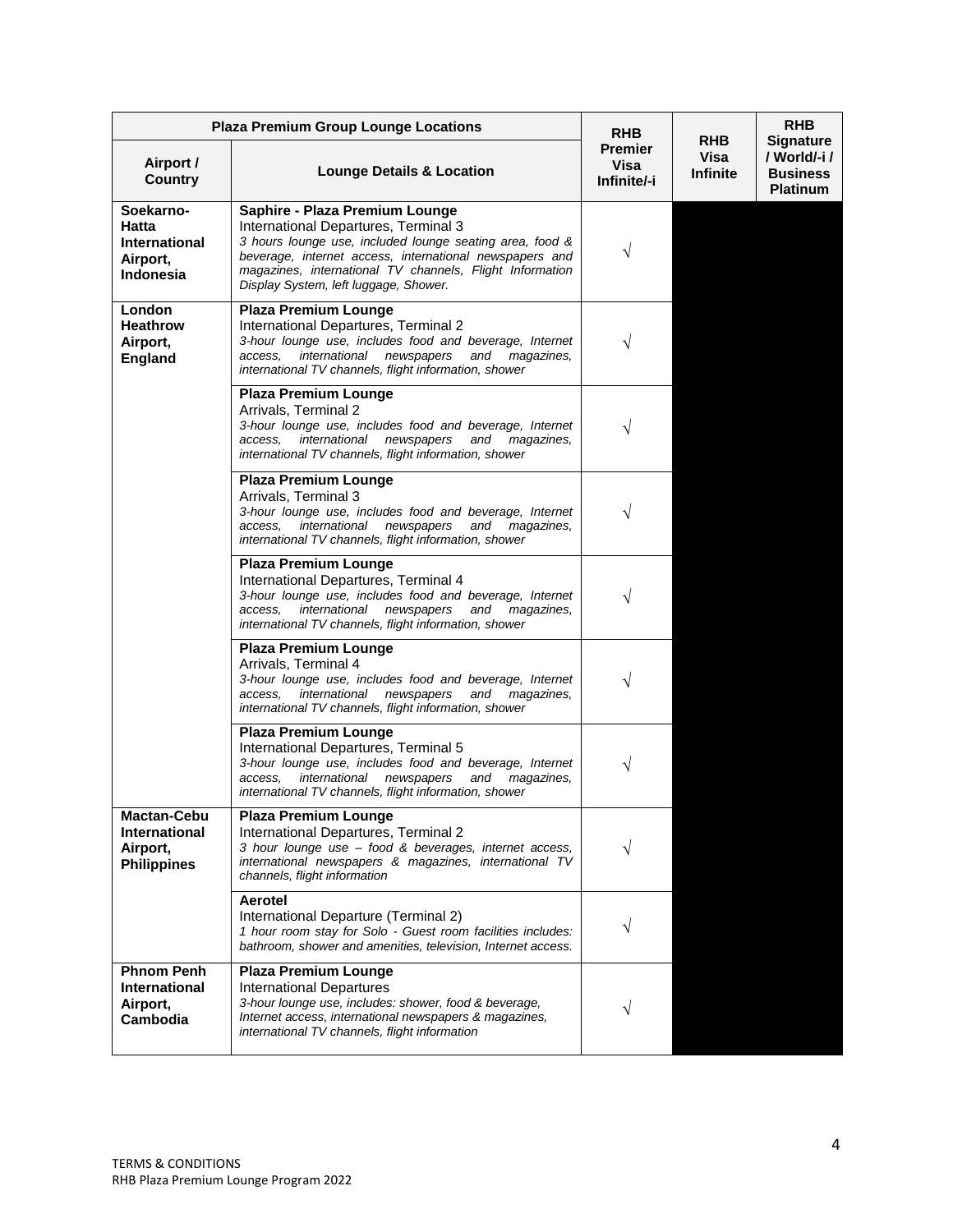| Plaza Premium Group Lounge Locations | | RHB Premier Visa Infinite/-i | RHB Visa Infinite | RHB Signature / World/-i / Business Platinum |
|---|---|---|---|---|
| **Airport / Country** | **Lounge Details & Location** | | | |
| **Soekarno-Hatta International Airport, Indonesia** | **Saphire - Plaza Premium Lounge**<br>International Departures, Terminal 3<br>*3 hours lounge use, included lounge seating area, food & beverage, internet access, international newspapers and magazines, international TV channels, Flight Information Display System, left luggage, Shower.* | √ | | |
| **London Heathrow Airport, England** | **Plaza Premium Lounge**<br>International Departures, Terminal 2<br>*3-hour lounge use, includes food and beverage, Internet access, international newspapers and magazines, international TV channels, flight information, shower* | √ | | |
| | **Plaza Premium Lounge**<br>Arrivals, Terminal 2<br>*3-hour lounge use, includes food and beverage, Internet access, international newspapers and magazines, international TV channels, flight information, shower* | √ | | |
| | **Plaza Premium Lounge**<br>Arrivals, Terminal 3<br>*3-hour lounge use, includes food and beverage, Internet access, international newspapers and magazines, international TV channels, flight information, shower* | √ | | |
| | **Plaza Premium Lounge**<br>International Departures, Terminal 4<br>*3-hour lounge use, includes food and beverage, Internet access, international newspapers and magazines, international TV channels, flight information, shower* | √ | | |
| | **Plaza Premium Lounge**<br>Arrivals, Terminal 4<br>*3-hour lounge use, includes food and beverage, Internet access, international newspapers and magazines, international TV channels, flight information, shower* | √ | | |
| | **Plaza Premium Lounge**<br>International Departures, Terminal 5<br>*3-hour lounge use, includes food and beverage, Internet access, international newspapers and magazines, international TV channels, flight information, shower* | √ | | |
| **Mactan-Cebu International Airport, Philippines** | **Plaza Premium Lounge**<br>International Departures, Terminal 2<br>*3 hour lounge use – food & beverages, internet access, international newspapers & magazines, international TV channels, flight information* | √ | | |
| | **Aerotel**<br>International Departure (Terminal 2)<br>*1 hour room stay for Solo - Guest room facilities includes: bathroom, shower and amenities, television, Internet access.* | √ | | |
| **Phnom Penh International Airport, Cambodia** | **Plaza Premium Lounge**<br>International Departures<br>*3-hour lounge use, includes: shower, food & beverage, Internet access, international newspapers & magazines, international TV channels, flight information* | √ | | |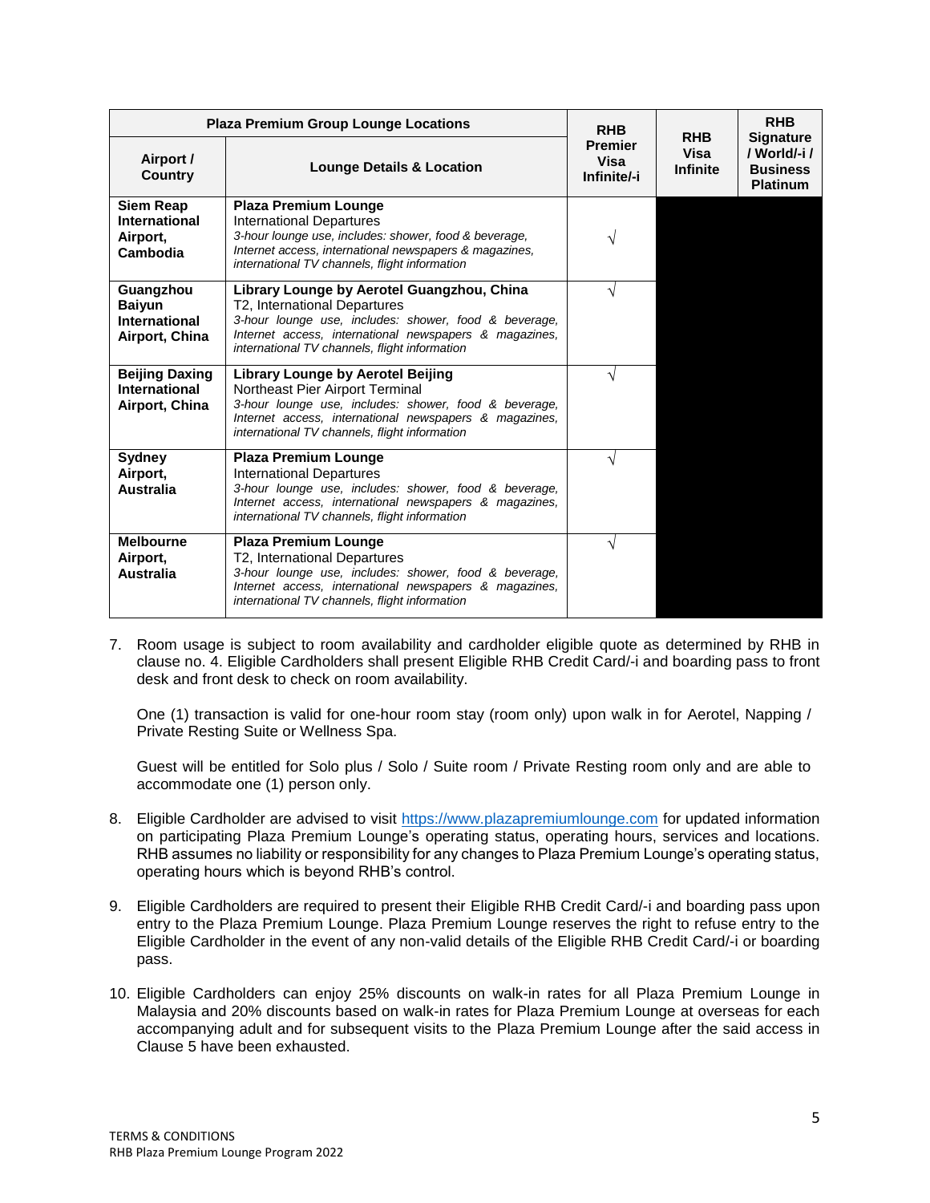| Plaza Premium Group Lounge Locations | | RHB Premier Visa Infinite/-i | RHB Visa Infinite | RHB Signature / World/-i / Business Platinum |
|---|---|---|---|---|
| **Airport / Country** | **Lounge Details & Location** | | | |
| **Siem Reap International Airport, Cambodia** | **Plaza Premium Lounge**<br>International Departures<br>*3-hour lounge use, includes: shower, food & beverage, Internet access, international newspapers & magazines, international TV channels, flight information* | √ | | |
| **Guangzhou Baiyun International Airport, China** | **Library Lounge by Aerotel Guangzhou, China**<br>T2, International Departures<br>*3-hour lounge use, includes: shower, food & beverage, Internet access, international newspapers & magazines, international TV channels, flight information* | √ | | |
| **Beijing Daxing International Airport, China** | **Library Lounge by Aerotel Beijing**<br>Northeast Pier Airport Terminal<br>*3-hour lounge use, includes: shower, food & beverage, Internet access, international newspapers & magazines, international TV channels, flight information* | √ | | |
| **Sydney Airport, Australia** | **Plaza Premium Lounge**<br>International Departures<br>*3-hour lounge use, includes: shower, food & beverage, Internet access, international newspapers & magazines, international TV channels, flight information* | √ | | |
| **Melbourne Airport, Australia** | **Plaza Premium Lounge**<br>T2, International Departures<br>*3-hour lounge use, includes: shower, food & beverage, Internet access, international newspapers & magazines, international TV channels, flight information* | √ | | |

7. Room usage is subject to room availability and cardholder eligible quote as determined by RHB in clause no. 4. Eligible Cardholders shall present Eligible RHB Credit Card/-i and boarding pass to front desk and front desk to check on room availability.

   One (1) transaction is valid for one-hour room stay (room only) upon walk in for Aerotel, Napping / Private Resting Suite or Wellness Spa.

   Guest will be entitled for Solo plus / Solo / Suite room / Private Resting room only and are able to accommodate one (1) person only.

8. Eligible Cardholder are advised to visit https://www.plazapremiumlounge.com for updated information on participating Plaza Premium Lounge's operating status, operating hours, services and locations. RHB assumes no liability or responsibility for any changes to Plaza Premium Lounge's operating status, operating hours which is beyond RHB's control.

9. Eligible Cardholders are required to present their Eligible RHB Credit Card/-i and boarding pass upon entry to the Plaza Premium Lounge. Plaza Premium Lounge reserves the right to refuse entry to the Eligible Cardholder in the event of any non-valid details of the Eligible RHB Credit Card/-i or boarding pass.

10. Eligible Cardholders can enjoy 25% discounts on walk-in rates for all Plaza Premium Lounge in Malaysia and 20% discounts based on walk-in rates for Plaza Premium Lounge at overseas for each accompanying adult and for subsequent visits to the Plaza Premium Lounge after the said access in Clause 5 have been exhausted.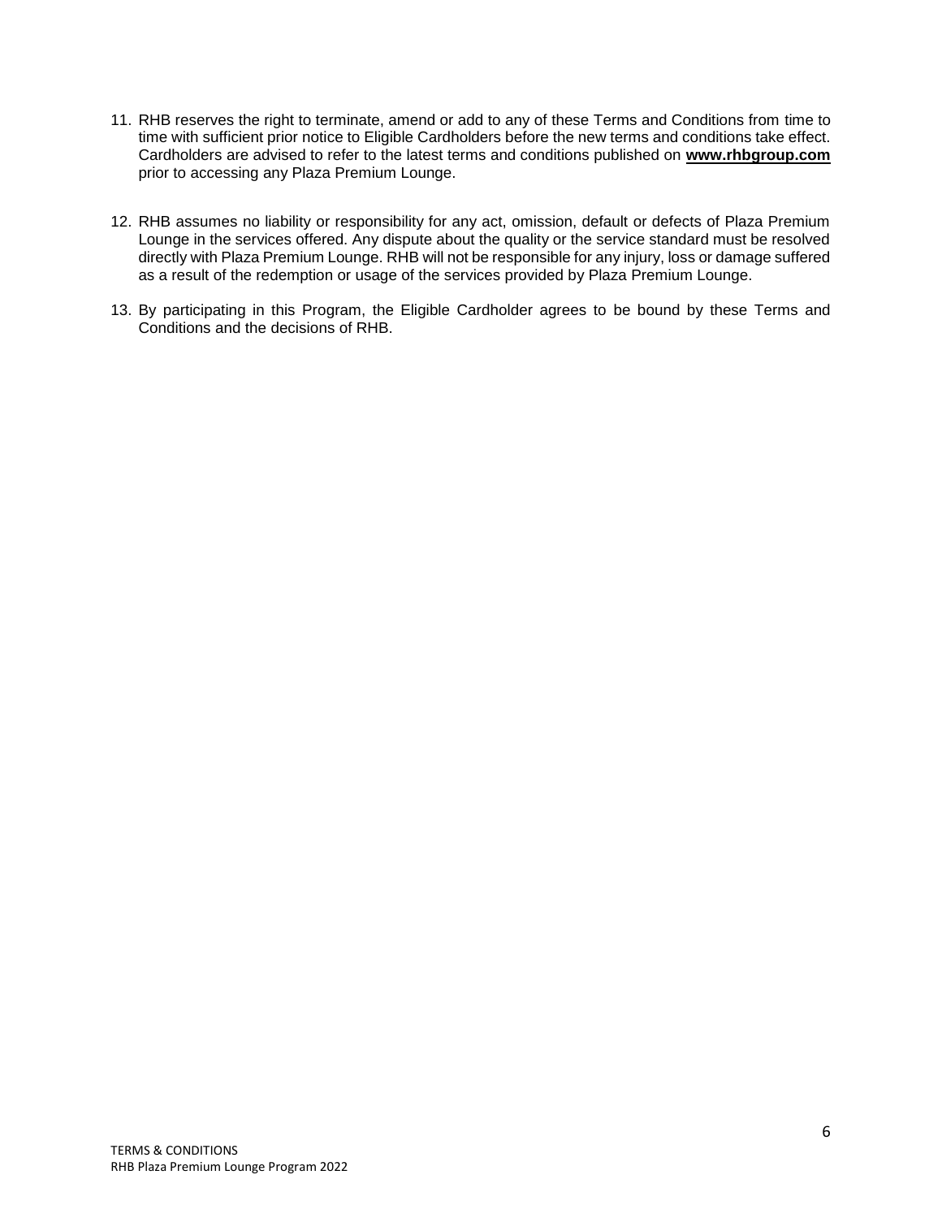11. RHB reserves the right to terminate, amend or add to any of these Terms and Conditions from time to time with sufficient prior notice to Eligible Cardholders before the new terms and conditions take effect. Cardholders are advised to refer to the latest terms and conditions published on **www.rhbgroup.com** prior to accessing any Plaza Premium Lounge.

12. RHB assumes no liability or responsibility for any act, omission, default or defects of Plaza Premium Lounge in the services offered. Any dispute about the quality or the service standard must be resolved directly with Plaza Premium Lounge. RHB will not be responsible for any injury, loss or damage suffered as a result of the redemption or usage of the services provided by Plaza Premium Lounge.

13. By participating in this Program, the Eligible Cardholder agrees to be bound by these Terms and Conditions and the decisions of RHB.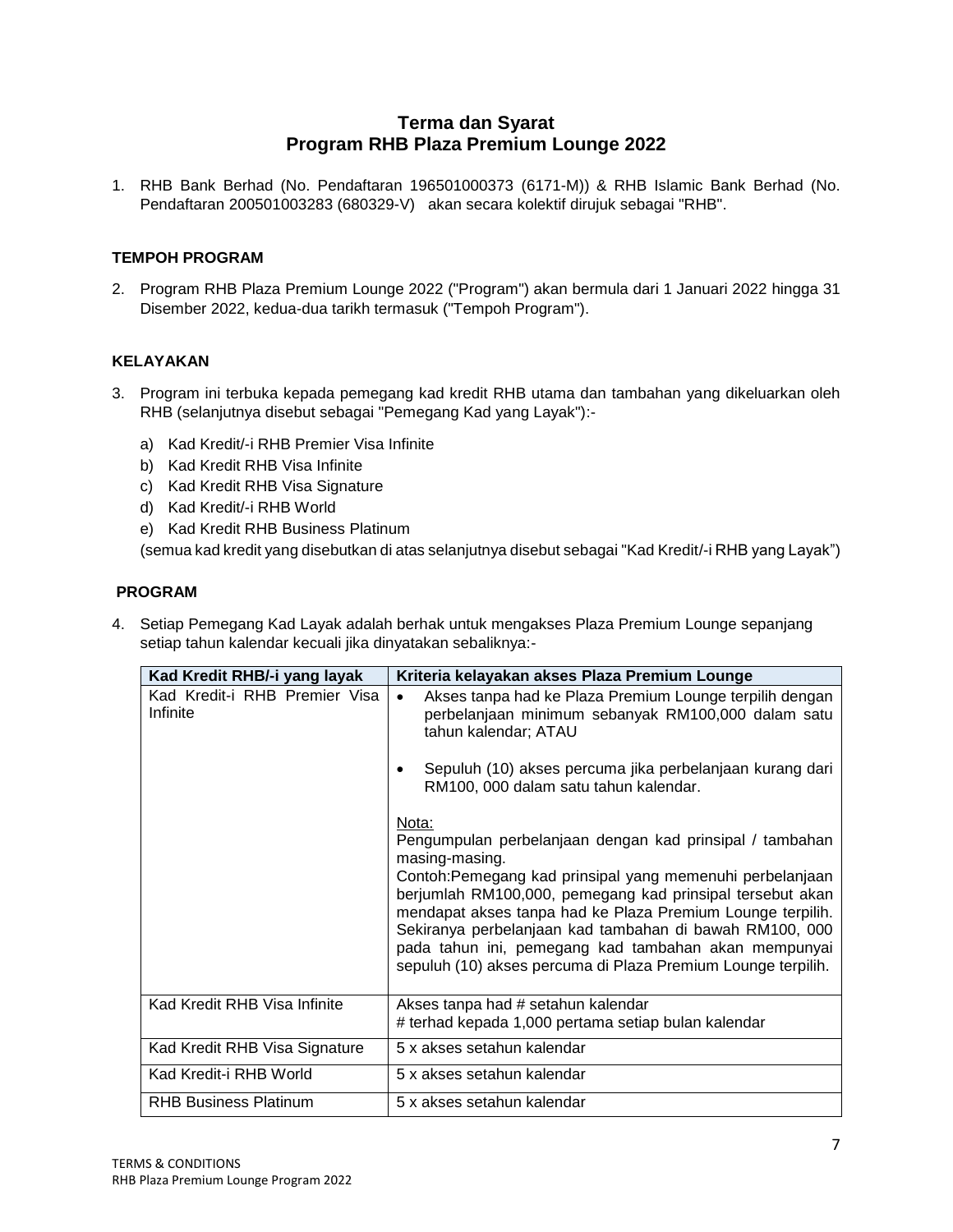# Terma dan Syarat
# Program RHB Plaza Premium Lounge 2022

1. RHB Bank Berhad (No. Pendaftaran 196501000373 (6171-M)) & RHB Islamic Bank Berhad (No. Pendaftaran 200501003283 (680329-V) akan secara kolektif dirujuk sebagai "RHB".

## TEMPOH PROGRAM

2. Program RHB Plaza Premium Lounge 2022 ("Program") akan bermula dari 1 Januari 2022 hingga 31 Disember 2022, kedua-dua tarikh termasuk ("Tempoh Program").

## KELAYAKAN

3. Program ini terbuka kepada pemegang kad kredit RHB utama dan tambahan yang dikeluarkan oleh RHB (selanjutnya disebut sebagai "Pemegang Kad yang Layak"):-

   a) Kad Kredit/-i RHB Premier Visa Infinite
   b) Kad Kredit RHB Visa Infinite
   c) Kad Kredit RHB Visa Signature
   d) Kad Kredit/-i RHB World
   e) Kad Kredit RHB Business Platinum

   (semua kad kredit yang disebutkan di atas selanjutnya disebut sebagai "Kad Kredit/-i RHB yang Layak")

## PROGRAM

4. Setiap Pemegang Kad Layak adalah berhak untuk mengakses Plaza Premium Lounge sepanjang setiap tahun kalendar kecuali jika dinyatakan sebaliknya:-

| Kad Kredit RHB/-i yang layak | Kriteria kelayakan akses Plaza Premium Lounge |
|---|---|
| Kad Kredit-i RHB Premier Visa Infinite | • Akses tanpa had ke Plaza Premium Lounge terpilih dengan perbelanjaan minimum sebanyak RM100,000 dalam satu tahun kalendar; ATAU<br><br>• Sepuluh (10) akses percuma jika perbelanjaan kurang dari RM100, 000 dalam satu tahun kalendar.<br><br>Nota:<br>Pengumpulan perbelanjaan dengan kad prinsipal / tambahan masing-masing.<br>Contoh:Pemegang kad prinsipal yang memenuhi perbelanjaan berjumlah RM100,000, pemegang kad prinsipal tersebut akan mendapat akses tanpa had ke Plaza Premium Lounge terpilih. Sekiranya perbelanjaan kad tambahan di bawah RM100, 000 pada tahun ini, pemegang kad tambahan akan mempunyai sepuluh (10) akses percuma di Plaza Premium Lounge terpilih. |
| Kad Kredit RHB Visa Infinite | Akses tanpa had # setahun kalendar<br># terhad kepada 1,000 pertama setiap bulan kalendar |
| Kad Kredit RHB Visa Signature | 5 x akses setahun kalendar |
| Kad Kredit-i RHB World | 5 x akses setahun kalendar |
| RHB Business Platinum | 5 x akses setahun kalendar |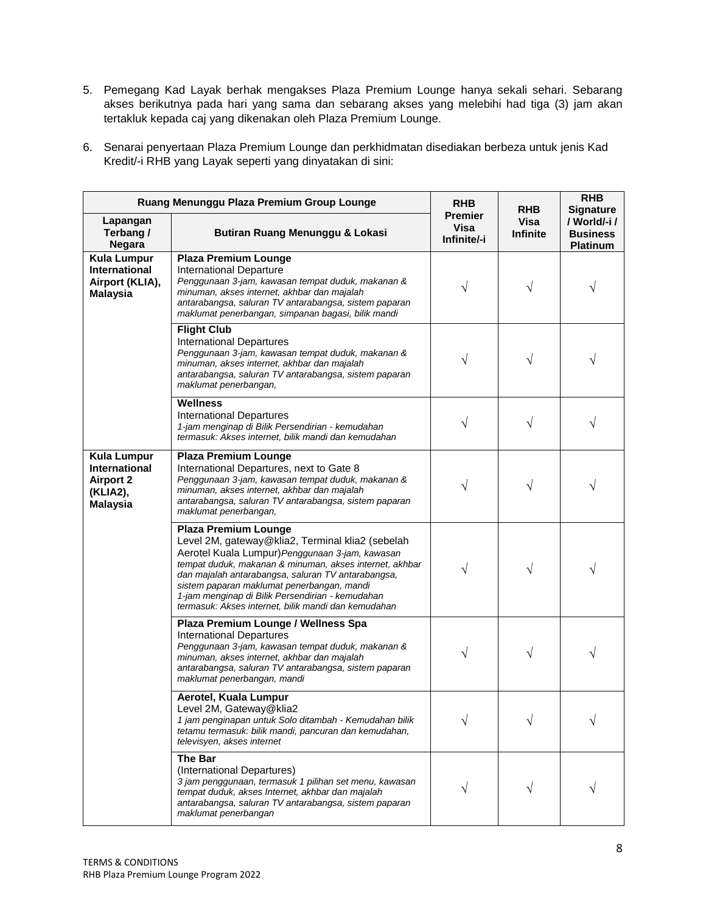5. Pemegang Kad Layak berhak mengakses Plaza Premium Lounge hanya sekali sehari. Sebarang akses berikutnya pada hari yang sama dan sebarang akses yang melebihi had tiga (3) jam akan tertakluk kepada caj yang dikenakan oleh Plaza Premium Lounge.

6. Senarai penyertaan Plaza Premium Lounge dan perkhidmatan disediakan berbeza untuk jenis Kad Kredit/-i RHB yang Layak seperti yang dinyatakan di sini:

| Ruang Menunggu Plaza Premium Group Lounge | | RHB Premier Visa Infinite/-i | RHB Visa Infinite | RHB Signature / World/-i / Business Platinum |
|---|---|---|---|---|
| **Lapangan Terbang / Negara** | **Butiran Ruang Menunggu & Lokasi** | | | |
| **Kula Lumpur International Airport (KLIA), Malaysia** | **Plaza Premium Lounge**<br>International Departure<br>*Penggunaan 3-jam, kawasan tempat duduk, makanan & minuman, akses internet, akhbar dan majalah antarabangsa, saluran TV antarabangsa, sistem paparan maklumat penerbangan, simpanan bagasi, bilik mandi* | √ | √ | √ |
| | **Flight Club**<br>International Departures<br>*Penggunaan 3-jam, kawasan tempat duduk, makanan & minuman, akses internet, akhbar dan majalah antarabangsa, saluran TV antarabangsa, sistem paparan maklumat penerbangan,* | √ | √ | √ |
| | **Wellness**<br>International Departures<br>*1-jam menginap di Bilik Persendirian - kemudahan termasuk: Akses internet, bilik mandi dan kemudahan* | √ | √ | √ |
| **Kula Lumpur International Airport 2 (KLIA2), Malaysia** | **Plaza Premium Lounge**<br>International Departures, next to Gate 8<br>*Penggunaan 3-jam, kawasan tempat duduk, makanan & minuman, akses internet, akhbar dan majalah antarabangsa, saluran TV antarabangsa, sistem paparan maklumat penerbangan,* | √ | √ | √ |
| | **Plaza Premium Lounge**<br>Level 2M, gateway@klia2, Terminal klia2 (sebelah Aerotel Kuala Lumpur)*Penggunaan 3-jam, kawasan tempat duduk, makanan & minuman, akses internet, akhbar dan majalah antarabangsa, saluran TV antarabangsa, sistem paparan maklumat penerbangan, mandi*<br>*1-jam menginap di Bilik Persendirian - kemudahan termasuk: Akses internet, bilik mandi dan kemudahan* | √ | √ | √ |
| | **Plaza Premium Lounge / Wellness Spa**<br>International Departures<br>*Penggunaan 3-jam, kawasan tempat duduk, makanan & minuman, akses internet, akhbar dan majalah antarabangsa, saluran TV antarabangsa, sistem paparan maklumat penerbangan, mandi* | √ | √ | √ |
| | **Aerotel, Kuala Lumpur**<br>Level 2M, Gateway@klia2<br>*1 jam penginapan untuk Solo ditambah - Kemudahan bilik tetamu termasuk: bilik mandi, pancuran dan kemudahan, televisyen, akses internet* | √ | √ | √ |
| | **The Bar**<br>(International Departures)<br>*3 jam penggunaan, termasuk 1 pilihan set menu, kawasan tempat duduk, akses Internet, akhbar dan majalah antarabangsa, saluran TV antarabangsa, sistem paparan maklumat penerbangan* | √ | √ | √ |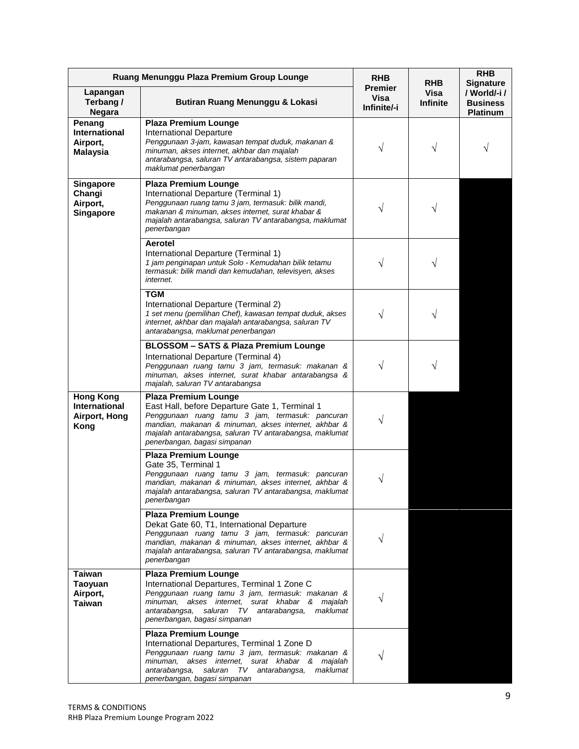| Ruang Menunggu Plaza Premium Group Lounge | | RHB Premier Visa Infinite/-i | RHB Visa Infinite | RHB Signature / World/-i / Business Platinum |
|---|---|---|---|---|
| **Lapangan Terbang / Negara** | **Butiran Ruang Menunggu & Lokasi** | | | |
| **Penang International Airport, Malaysia** | **Plaza Premium Lounge**<br>International Departure<br>*Penggunaan 3-jam, kawasan tempat duduk, makanan & minuman, akses internet, akhbar dan majalah antarabangsa, saluran TV antarabangsa, sistem paparan maklumat penerbangan* | √ | √ | √ |
| **Singapore Changi Airport, Singapore** | **Plaza Premium Lounge**<br>International Departure (Terminal 1)<br>*Penggunaan ruang tamu 3 jam, termasuk: bilik mandi, makanan & minuman, akses internet, surat khabar & majalah antarabangsa, saluran TV antarabangsa, maklumat penerbangan* | √ | √ | |
| | **Aerotel**<br>International Departure (Terminal 1)<br>*1 jam penginapan untuk Solo - Kemudahan bilik tetamu termasuk: bilik mandi dan kemudahan, televisyen, akses internet.* | √ | √ | |
| | **TGM**<br>International Departure (Terminal 2)<br>*1 set menu (pemilihan Chef), kawasan tempat duduk, akses internet, akhbar dan majalah antarabangsa, saluran TV antarabangsa, maklumat penerbangan* | √ | √ | |
| | **BLOSSOM – SATS & Plaza Premium Lounge**<br>International Departure (Terminal 4)<br>*Penggunaan ruang tamu 3 jam, termasuk: makanan & minuman, akses internet, surat khabar antarabangsa & majalah, saluran TV antarabangsa* | √ | √ | |
| **Hong Kong International Airport, Hong Kong** | **Plaza Premium Lounge**<br>East Hall, before Departure Gate 1, Terminal 1<br>*Penggunaan ruang tamu 3 jam, termasuk: pancuran mandian, makanan & minuman, akses internet, akhbar & majalah antarabangsa, saluran TV antarabangsa, maklumat penerbangan, bagasi simpanan* | √ | | |
| | **Plaza Premium Lounge**<br>Gate 35, Terminal 1<br>*Penggunaan ruang tamu 3 jam, termasuk: pancuran mandian, makanan & minuman, akses internet, akhbar & majalah antarabangsa, saluran TV antarabangsa, maklumat penerbangan* | √ | | |
| | **Plaza Premium Lounge**<br>Dekat Gate 60, T1, International Departure<br>*Penggunaan ruang tamu 3 jam, termasuk: pancuran mandian, makanan & minuman, akses internet, akhbar & majalah antarabangsa, saluran TV antarabangsa, maklumat penerbangan* | √ | | |
| **Taiwan Taoyuan Airport, Taiwan** | **Plaza Premium Lounge**<br>International Departures, Terminal 1 Zone C<br>*Penggunaan ruang tamu 3 jam, termasuk: makanan & minuman, akses internet, surat khabar & majalah antarabangsa, saluran TV antarabangsa, maklumat penerbangan, bagasi simpanan* | √ | | |
| | **Plaza Premium Lounge**<br>International Departures, Terminal 1 Zone D<br>*Penggunaan ruang tamu 3 jam, termasuk: makanan & minuman, akses internet, surat khabar & majalah antarabangsa, saluran TV antarabangsa, maklumat penerbangan, bagasi simpanan* | √ | | |

TERMS & CONDITIONS
RHB Plaza Premium Lounge Program 2022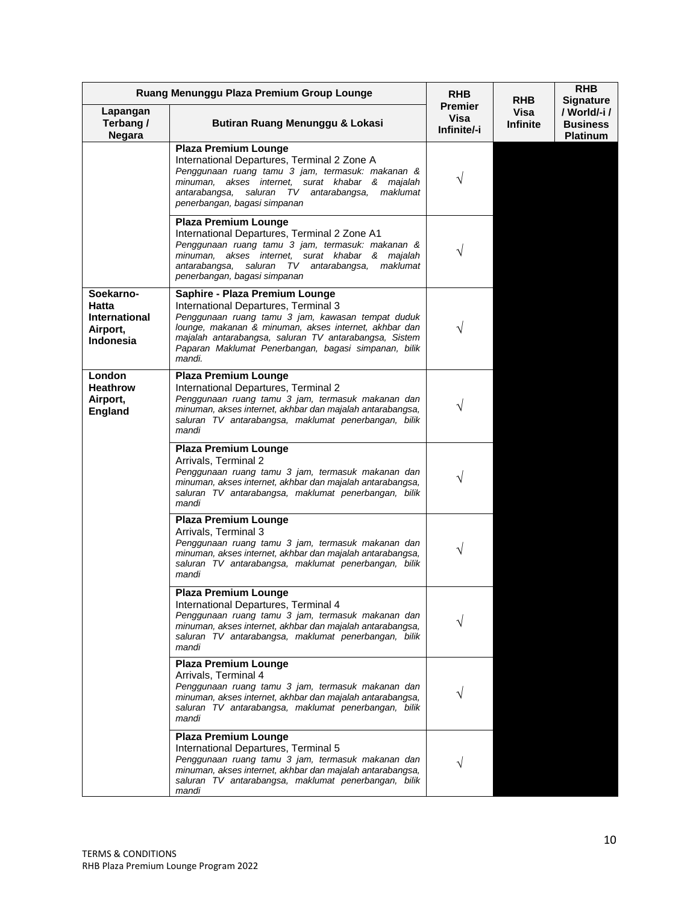| Ruang Menunggu Plaza Premium Group Lounge | | RHB Premier Visa Infinite/-i | RHB Visa Infinite | RHB Signature / World/-i / Business Platinum |
|---|---|---|---|---|
| **Lapangan Terbang / Negara** | **Butiran Ruang Menunggu & Lokasi** | | | |
| | **Plaza Premium Lounge**<br>International Departures, Terminal 2 Zone A<br>*Penggunaan ruang tamu 3 jam, termasuk: makanan & minuman, akses internet, surat khabar & majalah antarabangsa, saluran TV antarabangsa, maklumat penerbangan, bagasi simpanan* | √ | | |
| | **Plaza Premium Lounge**<br>International Departures, Terminal 2 Zone A1<br>*Penggunaan ruang tamu 3 jam, termasuk: makanan & minuman, akses internet, surat khabar & majalah antarabangsa, saluran TV antarabangsa, maklumat penerbangan, bagasi simpanan* | √ | | |
| **Soekarno-Hatta International Airport, Indonesia** | **Saphire - Plaza Premium Lounge**<br>International Departures, Terminal 3<br>*Penggunaan ruang tamu 3 jam, kawasan tempat duduk lounge, makanan & minuman, akses internet, akhbar dan majalah antarabangsa, saluran TV antarabangsa, Sistem Paparan Maklumat Penerbangan, bagasi simpanan, bilik mandi.* | √ | | |
| **London Heathrow Airport, England** | **Plaza Premium Lounge**<br>International Departures, Terminal 2<br>*Penggunaan ruang tamu 3 jam, termasuk makanan dan minuman, akses internet, akhbar dan majalah antarabangsa, saluran TV antarabangsa, maklumat penerbangan, bilik mandi* | √ | | |
| | **Plaza Premium Lounge**<br>Arrivals, Terminal 2<br>*Penggunaan ruang tamu 3 jam, termasuk makanan dan minuman, akses internet, akhbar dan majalah antarabangsa, saluran TV antarabangsa, maklumat penerbangan, bilik mandi* | √ | | |
| | **Plaza Premium Lounge**<br>Arrivals, Terminal 3<br>*Penggunaan ruang tamu 3 jam, termasuk makanan dan minuman, akses internet, akhbar dan majalah antarabangsa, saluran TV antarabangsa, maklumat penerbangan, bilik mandi* | √ | | |
| | **Plaza Premium Lounge**<br>International Departures, Terminal 4<br>*Penggunaan ruang tamu 3 jam, termasuk makanan dan minuman, akses internet, akhbar dan majalah antarabangsa, saluran TV antarabangsa, maklumat penerbangan, bilik mandi* | √ | | |
| | **Plaza Premium Lounge**<br>Arrivals, Terminal 4<br>*Penggunaan ruang tamu 3 jam, termasuk makanan dan minuman, akses internet, akhbar dan majalah antarabangsa, saluran TV antarabangsa, maklumat penerbangan, bilik mandi* | √ | | |
| | **Plaza Premium Lounge**<br>International Departures, Terminal 5<br>*Penggunaan ruang tamu 3 jam, termasuk makanan dan minuman, akses internet, akhbar dan majalah antarabangsa, saluran TV antarabangsa, maklumat penerbangan, bilik mandi* | √ | | |

TERMS & CONDITIONS
RHB Plaza Premium Lounge Program 2022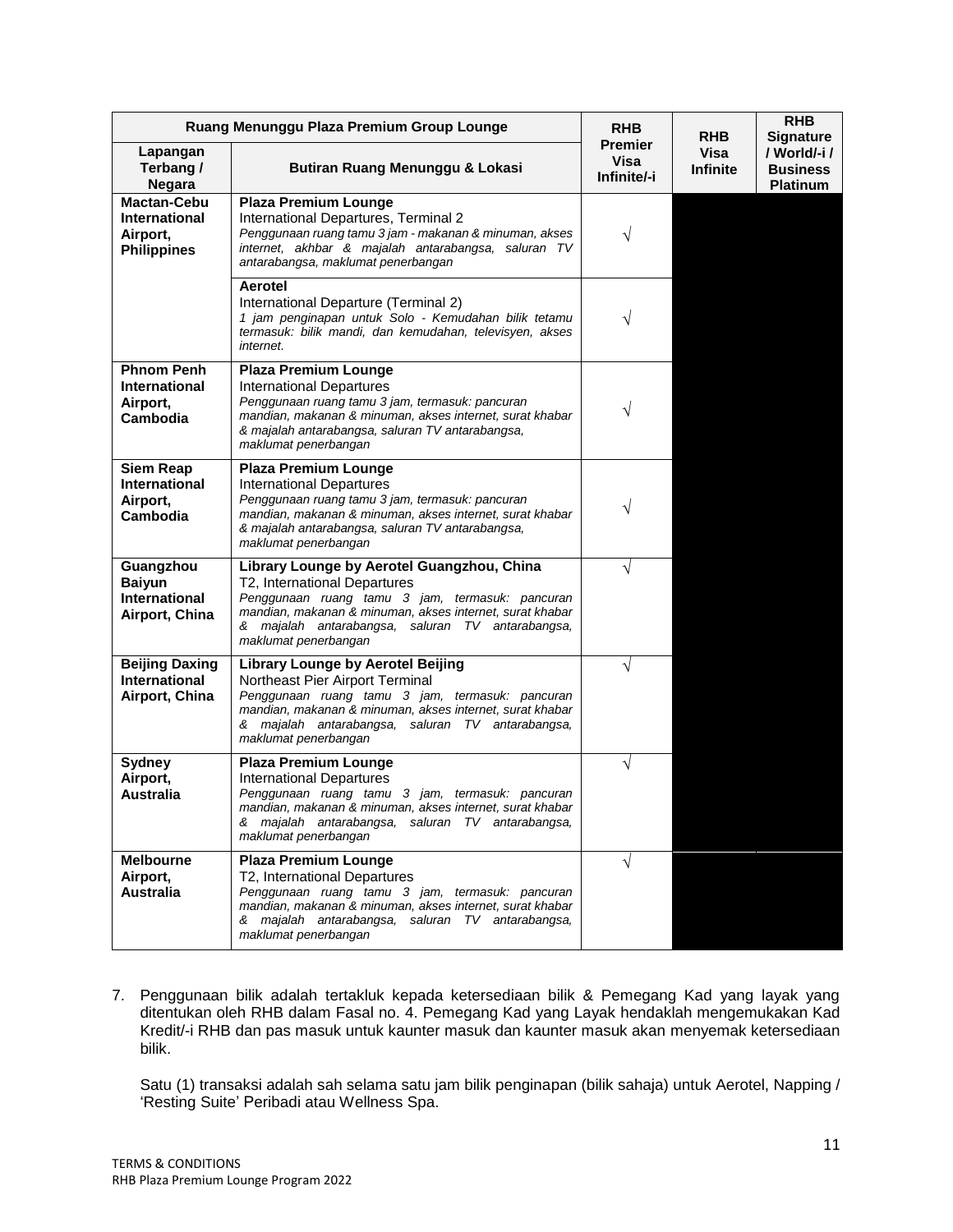| Ruang Menunggu Plaza Premium Group Lounge | | RHB Premier Visa Infinite/-i | RHB Visa Infinite | RHB Signature / World/-i / Business Platinum |
|---|---|---|---|---|
| **Lapangan Terbang / Negara** | **Butiran Ruang Menunggu & Lokasi** | | | |
| **Mactan-Cebu International Airport, Philippines** | **Plaza Premium Lounge**<br>International Departures, Terminal 2<br>*Penggunaan ruang tamu 3 jam - makanan & minuman, akses internet, akhbar & majalah antarabangsa, saluran TV antarabangsa, maklumat penerbangan* | √ | | |
| | **Aerotel**<br>International Departure (Terminal 2)<br>*1 jam penginapan untuk Solo - Kemudahan bilik tetamu termasuk: bilik mandi, dan kemudahan, televisyen, akses internet.* | √ | | |
| **Phnom Penh International Airport, Cambodia** | **Plaza Premium Lounge**<br>International Departures<br>*Penggunaan ruang tamu 3 jam, termasuk: pancuran mandian, makanan & minuman, akses internet, surat khabar & majalah antarabangsa, saluran TV antarabangsa, maklumat penerbangan* | √ | | |
| **Siem Reap International Airport, Cambodia** | **Plaza Premium Lounge**<br>International Departures<br>*Penggunaan ruang tamu 3 jam, termasuk: pancuran mandian, makanan & minuman, akses internet, surat khabar & majalah antarabangsa, saluran TV antarabangsa, maklumat penerbangan* | √ | | |
| **Guangzhou Baiyun International Airport, China** | **Library Lounge by Aerotel Guangzhou, China**<br>T2, International Departures<br>*Penggunaan ruang tamu 3 jam, termasuk: pancuran mandian, makanan & minuman, akses internet, surat khabar & majalah antarabangsa, saluran TV antarabangsa, maklumat penerbangan* | √ | | |
| **Beijing Daxing International Airport, China** | **Library Lounge by Aerotel Beijing**<br>Northeast Pier Airport Terminal<br>*Penggunaan ruang tamu 3 jam, termasuk: pancuran mandian, makanan & minuman, akses internet, surat khabar & majalah antarabangsa, saluran TV antarabangsa, maklumat penerbangan* | √ | | |
| **Sydney Airport, Australia** | **Plaza Premium Lounge**<br>International Departures<br>*Penggunaan ruang tamu 3 jam, termasuk: pancuran mandian, makanan & minuman, akses internet, surat khabar & majalah antarabangsa, saluran TV antarabangsa, maklumat penerbangan* | √ | | |
| **Melbourne Airport, Australia** | **Plaza Premium Lounge**<br>T2, International Departures<br>*Penggunaan ruang tamu 3 jam, termasuk: pancuran mandian, makanan & minuman, akses internet, surat khabar & majalah antarabangsa, saluran TV antarabangsa, maklumat penerbangan* | √ | | |

7. Penggunaan bilik adalah tertakluk kepada ketersediaan bilik & Pemegang Kad yang layak yang ditentukan oleh RHB dalam Fasal no. 4. Pemegang Kad yang Layak hendaklah mengemukakan Kad Kredit/-i RHB dan pas masuk untuk kaunter masuk dan kaunter masuk akan menyemak ketersediaan bilik.

   Satu (1) transaksi adalah sah selama satu jam bilik penginapan (bilik sahaja) untuk Aerotel, Napping / 'Resting Suite' Peribadi atau Wellness Spa.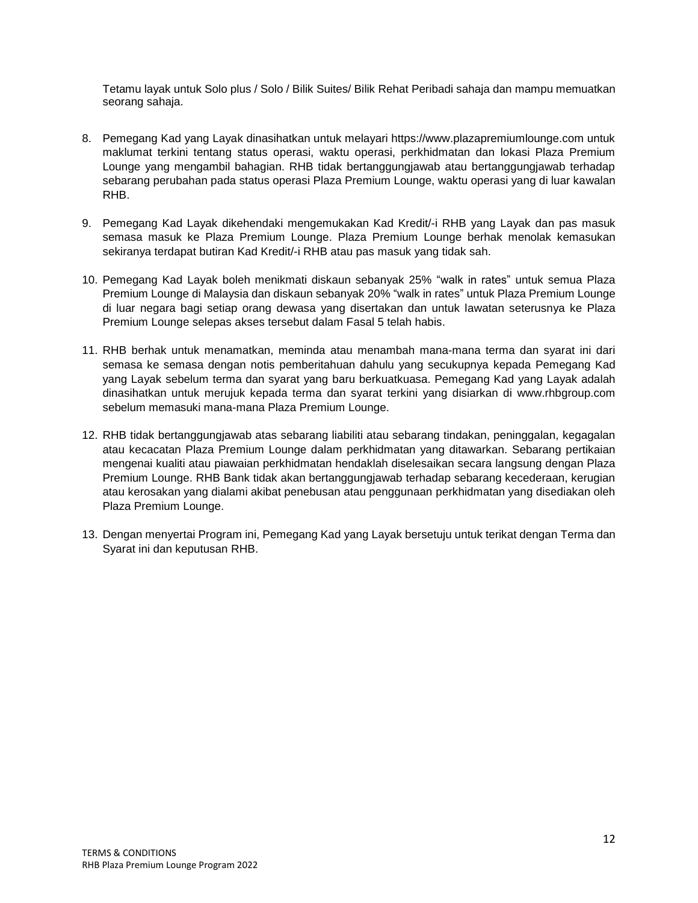Tetamu layak untuk Solo plus / Solo / Bilik Suites/ Bilik Rehat Peribadi sahaja dan mampu memuatkan seorang sahaja.

8. Pemegang Kad yang Layak dinasihatkan untuk melayari https://www.plazapremiumlounge.com untuk maklumat terkini tentang status operasi, waktu operasi, perkhidmatan dan lokasi Plaza Premium Lounge yang mengambil bahagian. RHB tidak bertanggungjawab atau bertanggungjawab terhadap sebarang perubahan pada status operasi Plaza Premium Lounge, waktu operasi yang di luar kawalan RHB.

9. Pemegang Kad Layak dikehendaki mengemukakan Kad Kredit/-i RHB yang Layak dan pas masuk semasa masuk ke Plaza Premium Lounge. Plaza Premium Lounge berhak menolak kemasukan sekiranya terdapat butiran Kad Kredit/-i RHB atau pas masuk yang tidak sah.

10. Pemegang Kad Layak boleh menikmati diskaun sebanyak 25% "walk in rates" untuk semua Plaza Premium Lounge di Malaysia dan diskaun sebanyak 20% "walk in rates" untuk Plaza Premium Lounge di luar negara bagi setiap orang dewasa yang disertakan dan untuk lawatan seterusnya ke Plaza Premium Lounge selepas akses tersebut dalam Fasal 5 telah habis.

11. RHB berhak untuk menamatkan, meminda atau menambah mana-mana terma dan syarat ini dari semasa ke semasa dengan notis pemberitahuan dahulu yang secukupnya kepada Pemegang Kad yang Layak sebelum terma dan syarat yang baru berkuatkuasa. Pemegang Kad yang Layak adalah dinasihatkan untuk merujuk kepada terma dan syarat terkini yang disiarkan di www.rhbgroup.com sebelum memasuki mana-mana Plaza Premium Lounge.

12. RHB tidak bertanggungjawab atas sebarang liabiliti atau sebarang tindakan, peninggalan, kegagalan atau kecacatan Plaza Premium Lounge dalam perkhidmatan yang ditawarkan. Sebarang pertikaian mengenai kualiti atau piawaian perkhidmatan hendaklah diselesaikan secara langsung dengan Plaza Premium Lounge. RHB Bank tidak akan bertanggungjawab terhadap sebarang kecederaan, kerugian atau kerosakan yang dialami akibat penebusan atau penggunaan perkhidmatan yang disediakan oleh Plaza Premium Lounge.

13. Dengan menyertai Program ini, Pemegang Kad yang Layak bersetuju untuk terikat dengan Terma dan Syarat ini dan keputusan RHB.